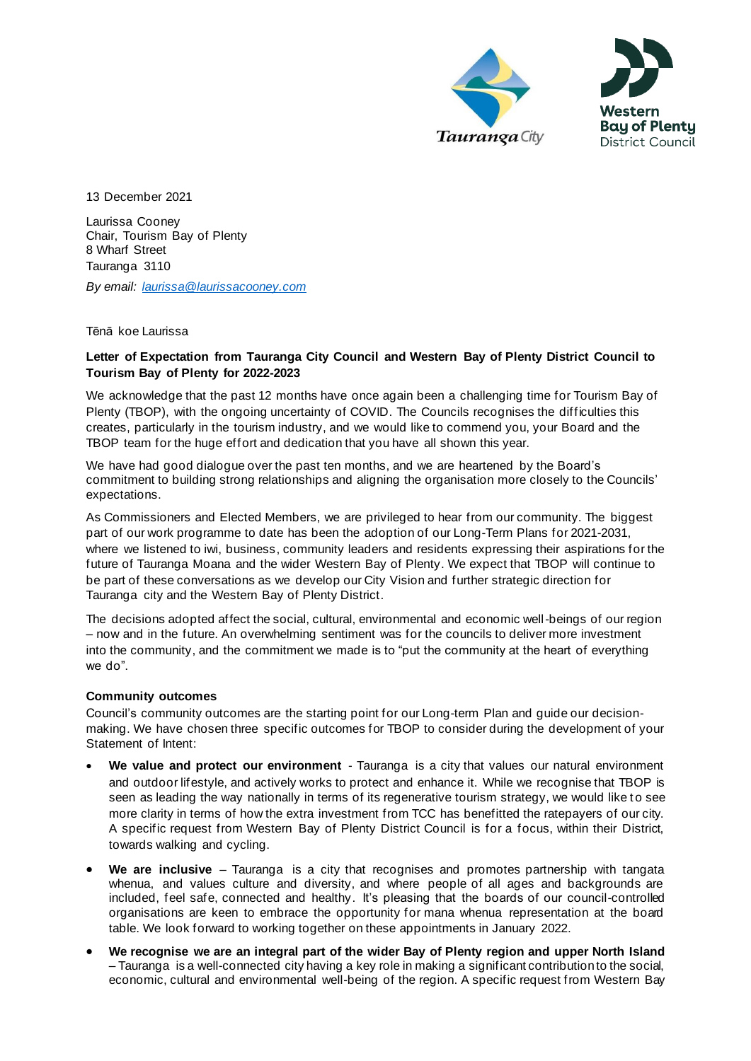13 December 2021

Laurissa Cooney
Chair, Tourism Bay of Plenty
8 Wharf Street
Tauranga 3110

*By email: [laurissa@laurissacooney.com](mailto:laurissa@laurissacooney.com)*

Tēnā koe Laurissa

**Letter of Expectation from Tauranga City Council and Western Bay of Plenty District Council to Tourism Bay of Plenty for 2022-2023**

We acknowledge that the past 12 months have once again been a challenging time for Tourism Bay of Plenty (TBOP), with the ongoing uncertainty of COVID. The Councils recognises the difficulties this creates, particularly in the tourism industry, and we would like to commend you, your Board and the TBOP team for the huge effort and dedication that you have all shown this year.

We have had good dialogue over the past ten months, and we are heartened by the Board's commitment to building strong relationships and aligning the organisation more closely to the Councils' expectations.

As Commissioners and Elected Members, we are privileged to hear from our community. The biggest part of our work programme to date has been the adoption of our Long-Term Plans for 2021-2031, where we listened to iwi, business, community leaders and residents expressing their aspirations for the future of Tauranga Moana and the wider Western Bay of Plenty. We expect that TBOP will continue to be part of these conversations as we develop our City Vision and further strategic direction for Tauranga city and the Western Bay of Plenty District.

The decisions adopted affect the social, cultural, environmental and economic well-beings of our region – now and in the future. An overwhelming sentiment was for the councils to deliver more investment into the community, and the commitment we made is to "put the community at the heart of everything we do".

**Community outcomes**

Council's community outcomes are the starting point for our Long-term Plan and guide our decision-making. We have chosen three specific outcomes for TBOP to consider during the development of your Statement of Intent:

- **We value and protect our environment** - Tauranga is a city that values our natural environment and outdoor lifestyle, and actively works to protect and enhance it. While we recognise that TBOP is seen as leading the way nationally in terms of its regenerative tourism strategy, we would like to see more clarity in terms of how the extra investment from TCC has benefitted the ratepayers of our city. A specific request from Western Bay of Plenty District Council is for a focus, within their District, towards walking and cycling.
- **We are inclusive** – Tauranga is a city that recognises and promotes partnership with tangata whenua, and values culture and diversity, and where people of all ages and backgrounds are included, feel safe, connected and healthy. It's pleasing that the boards of our council-controlled organisations are keen to embrace the opportunity for mana whenua representation at the board table. We look forward to working together on these appointments in January 2022.
- **We recognise we are an integral part of the wider Bay of Plenty region and upper North Island** – Tauranga is a well-connected city having a key role in making a significant contribution to the social, economic, cultural and environmental well-being of the region. A specific request from Western Bay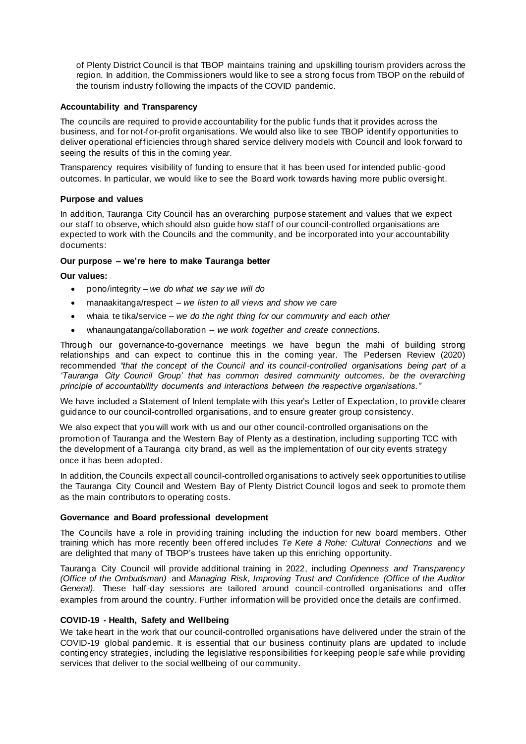of Plenty District Council is that TBOP maintains training and upskilling tourism providers across the region. In addition, the Commissioners would like to see a strong focus from TBOP on the rebuild of the tourism industry following the impacts of the COVID pandemic.

**Accountability and Transparency**

The councils are required to provide accountability for the public funds that it provides across the business, and for not-for-profit organisations. We would also like to see TBOP identify opportunities to deliver operational efficiencies through shared service delivery models with Council and look forward to seeing the results of this in the coming year.

Transparency requires visibility of funding to ensure that it has been used for intended public-good outcomes. In particular, we would like to see the Board work towards having more public oversight.

**Purpose and values**

In addition, Tauranga City Council has an overarching purpose statement and values that we expect our staff to observe, which should also guide how staff of our council-controlled organisations are expected to work with the Councils and the community, and be incorporated into your accountability documents:

**Our purpose – we're here to make Tauranga better**

**Our values:**

- pono/integrity – *we do what we say we will do*
- manaakitanga/respect – *we listen to all views and show we care*
- whaia te tika/service – *we do the right thing for our community and each other*
- whanaungatanga/collaboration – *we work together and create connections.*

Through our governance-to-governance meetings we have begun the mahi of building strong relationships and can expect to continue this in the coming year. The Pedersen Review (2020) recommended *"that the concept of the Council and its council-controlled organisations being part of a 'Tauranga City Council Group' that has common desired community outcomes, be the overarching principle of accountability documents and interactions between the respective organisations."*

We have included a Statement of Intent template with this year's Letter of Expectation, to provide clearer guidance to our council-controlled organisations, and to ensure greater group consistency.

We also expect that you will work with us and our other council-controlled organisations on the promotion of Tauranga and the Western Bay of Plenty as a destination, including supporting TCC with the development of a Tauranga city brand, as well as the implementation of our city events strategy once it has been adopted.

In addition, the Councils expect all council-controlled organisations to actively seek opportunities to utilise the Tauranga City Council and Western Bay of Plenty District Council logos and seek to promote them as the main contributors to operating costs.

**Governance and Board professional development**

The Councils have a role in providing training including the induction for new board members. Other training which has more recently been offered includes *Te Kete ā Rohe: Cultural Connections* and we are delighted that many of TBOP's trustees have taken up this enriching opportunity.

Tauranga City Council will provide additional training in 2022, including *Openness and Transparency (Office of the Ombudsman)* and *Managing Risk, Improving Trust and Confidence (Office of the Auditor General).* These half-day sessions are tailored around council-controlled organisations and offer examples from around the country. Further information will be provided once the details are confirmed.

**COVID-19 - Health, Safety and Wellbeing**

We take heart in the work that our council-controlled organisations have delivered under the strain of the COVID-19 global pandemic. It is essential that our business continuity plans are updated to include contingency strategies, including the legislative responsibilities for keeping people safe while providing services that deliver to the social wellbeing of our community.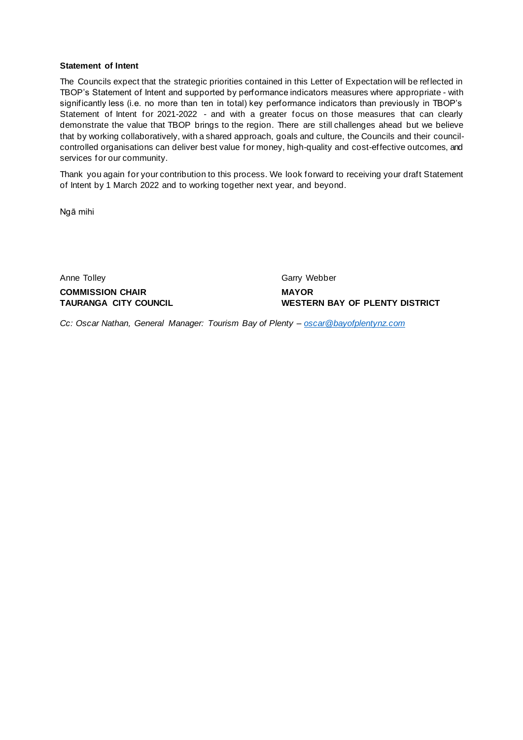**Statement of Intent**

The Councils expect that the strategic priorities contained in this Letter of Expectation will be reflected in TBOP's Statement of Intent and supported by performance indicators measures where appropriate - with significantly less (i.e. no more than ten in total) key performance indicators than previously in TBOP's Statement of Intent for 2021-2022 - and with a greater focus on those measures that can clearly demonstrate the value that TBOP brings to the region. There are still challenges ahead but we believe that by working collaboratively, with a shared approach, goals and culture, the Councils and their council-controlled organisations can deliver best value for money, high-quality and cost-effective outcomes, and services for our community.

Thank you again for your contribution to this process. We look forward to receiving your draft Statement of Intent by 1 March 2022 and to working together next year, and beyond.

Ngā mihi

Anne Tolley
**COMMISSION CHAIR**
**TAURANGA CITY COUNCIL**

Garry Webber
**MAYOR**
**WESTERN BAY OF PLENTY DISTRICT**

*Cc: Oscar Nathan, General Manager: Tourism Bay of Plenty – oscar@bayofplentynz.com*